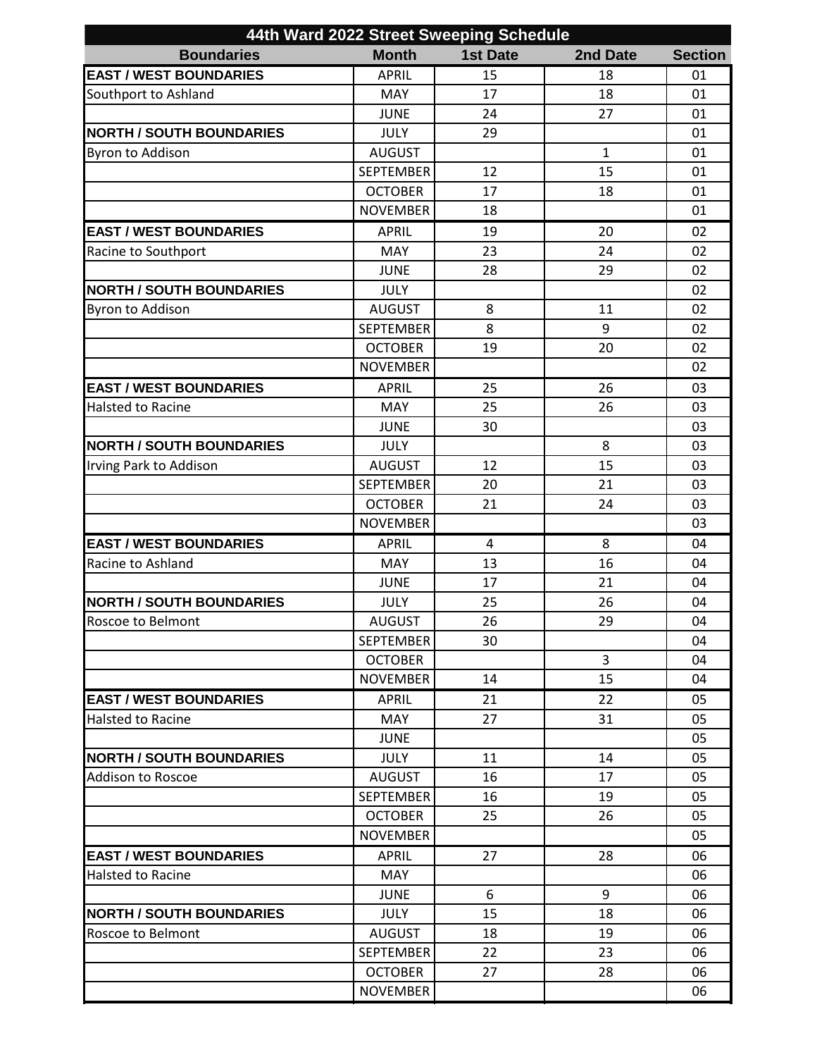# 44th Ward 2022 Street Sweeping Schedule

| Boundaries | Month | 1st Date | 2nd Date | Section |
|---|---|---|---|---|
| **EAST / WEST BOUNDARIES** | APRIL | 15 | 18 | 01 |
| Southport to Ashland | MAY | 17 | 18 | 01 |
| | JUNE | 24 | 27 | 01 |
| **NORTH / SOUTH BOUNDARIES** | JULY | 29 | | 01 |
| Byron to Addison | AUGUST | | 1 | 01 |
| | SEPTEMBER | 12 | 15 | 01 |
| | OCTOBER | 17 | 18 | 01 |
| | NOVEMBER | 18 | | 01 |
| **EAST / WEST BOUNDARIES** | APRIL | 19 | 20 | 02 |
| Racine to Southport | MAY | 23 | 24 | 02 |
| | JUNE | 28 | 29 | 02 |
| **NORTH / SOUTH BOUNDARIES** | JULY | | | 02 |
| Byron to Addison | AUGUST | 8 | 11 | 02 |
| | SEPTEMBER | 8 | 9 | 02 |
| | OCTOBER | 19 | 20 | 02 |
| | NOVEMBER | | | 02 |
| **EAST / WEST BOUNDARIES** | APRIL | 25 | 26 | 03 |
| Halsted to Racine | MAY | 25 | 26 | 03 |
| | JUNE | 30 | | 03 |
| **NORTH / SOUTH BOUNDARIES** | JULY | | 8 | 03 |
| Irving Park to Addison | AUGUST | 12 | 15 | 03 |
| | SEPTEMBER | 20 | 21 | 03 |
| | OCTOBER | 21 | 24 | 03 |
| | NOVEMBER | | | 03 |
| **EAST / WEST BOUNDARIES** | APRIL | 4 | 8 | 04 |
| Racine to Ashland | MAY | 13 | 16 | 04 |
| | JUNE | 17 | 21 | 04 |
| **NORTH / SOUTH BOUNDARIES** | JULY | 25 | 26 | 04 |
| Roscoe to Belmont | AUGUST | 26 | 29 | 04 |
| | SEPTEMBER | 30 | | 04 |
| | OCTOBER | | 3 | 04 |
| | NOVEMBER | 14 | 15 | 04 |
| **EAST / WEST BOUNDARIES** | APRIL | 21 | 22 | 05 |
| Halsted to Racine | MAY | 27 | 31 | 05 |
| | JUNE | | | 05 |
| **NORTH / SOUTH BOUNDARIES** | JULY | 11 | 14 | 05 |
| Addison to Roscoe | AUGUST | 16 | 17 | 05 |
| | SEPTEMBER | 16 | 19 | 05 |
| | OCTOBER | 25 | 26 | 05 |
| | NOVEMBER | | | 05 |
| **EAST / WEST BOUNDARIES** | APRIL | 27 | 28 | 06 |
| Halsted to Racine | MAY | | | 06 |
| | JUNE | 6 | 9 | 06 |
| **NORTH / SOUTH BOUNDARIES** | JULY | 15 | 18 | 06 |
| Roscoe to Belmont | AUGUST | 18 | 19 | 06 |
| | SEPTEMBER | 22 | 23 | 06 |
| | OCTOBER | 27 | 28 | 06 |
| | NOVEMBER | | | 06 |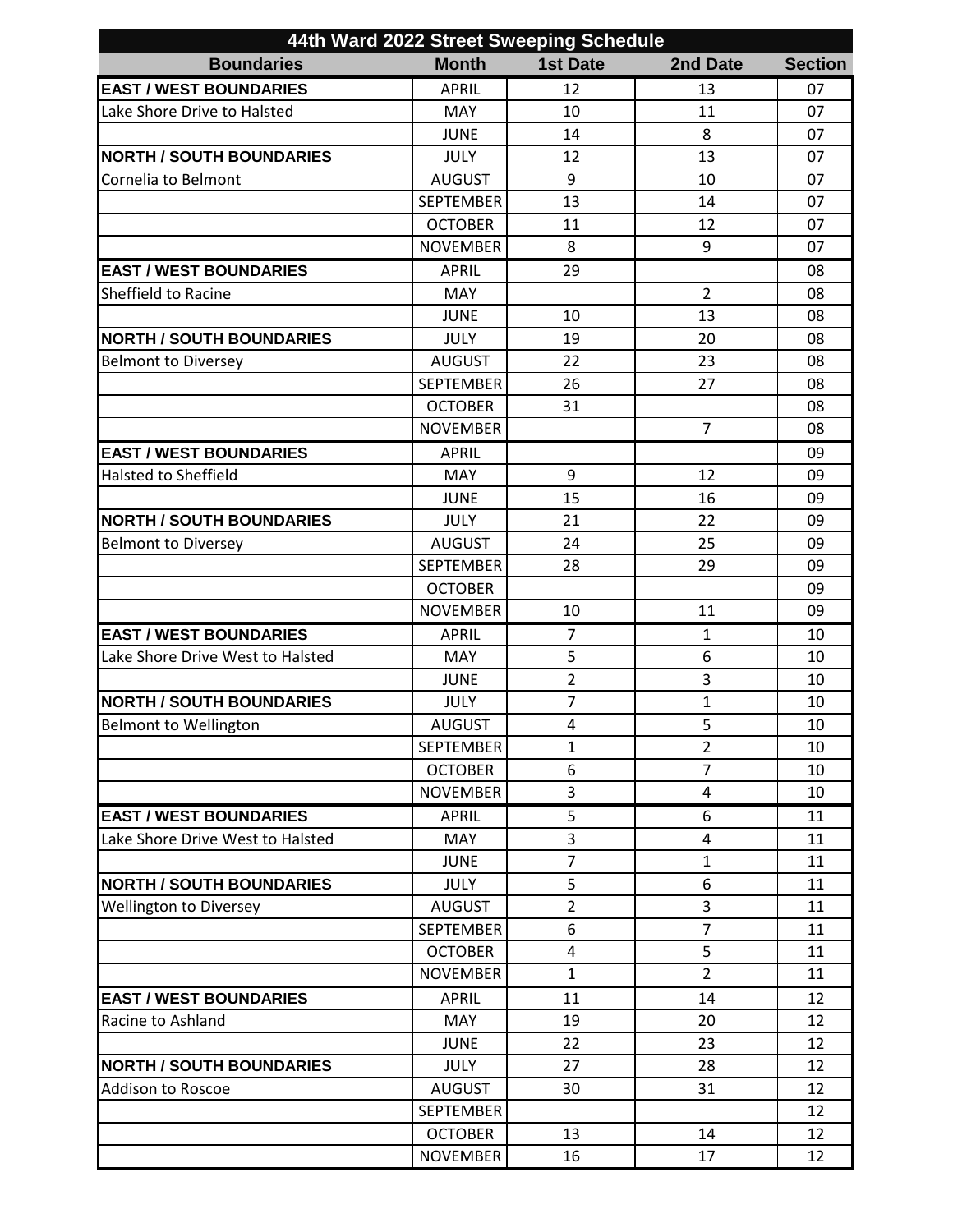| 44th Ward 2022 Street Sweeping Schedule | | | | |
|---|---|---|---|---|
| **Boundaries** | **Month** | **1st Date** | **2nd Date** | **Section** |
| **EAST / WEST BOUNDARIES** | APRIL | 12 | 13 | 07 |
| Lake Shore Drive to Halsted | MAY | 10 | 11 | 07 |
| | JUNE | 14 | 8 | 07 |
| **NORTH / SOUTH BOUNDARIES** | JULY | 12 | 13 | 07 |
| Cornelia to Belmont | AUGUST | 9 | 10 | 07 |
| | SEPTEMBER | 13 | 14 | 07 |
| | OCTOBER | 11 | 12 | 07 |
| | NOVEMBER | 8 | 9 | 07 |
| **EAST / WEST BOUNDARIES** | APRIL | 29 | | 08 |
| Sheffield to Racine | MAY | | 2 | 08 |
| | JUNE | 10 | 13 | 08 |
| **NORTH / SOUTH BOUNDARIES** | JULY | 19 | 20 | 08 |
| Belmont to Diversey | AUGUST | 22 | 23 | 08 |
| | SEPTEMBER | 26 | 27 | 08 |
| | OCTOBER | 31 | | 08 |
| | NOVEMBER | | 7 | 08 |
| **EAST / WEST BOUNDARIES** | APRIL | | | 09 |
| Halsted to Sheffield | MAY | 9 | 12 | 09 |
| | JUNE | 15 | 16 | 09 |
| **NORTH / SOUTH BOUNDARIES** | JULY | 21 | 22 | 09 |
| Belmont to Diversey | AUGUST | 24 | 25 | 09 |
| | SEPTEMBER | 28 | 29 | 09 |
| | OCTOBER | | | 09 |
| | NOVEMBER | 10 | 11 | 09 |
| **EAST / WEST BOUNDARIES** | APRIL | 7 | 1 | 10 |
| Lake Shore Drive West to Halsted | MAY | 5 | 6 | 10 |
| | JUNE | 2 | 3 | 10 |
| **NORTH / SOUTH BOUNDARIES** | JULY | 7 | 1 | 10 |
| Belmont to Wellington | AUGUST | 4 | 5 | 10 |
| | SEPTEMBER | 1 | 2 | 10 |
| | OCTOBER | 6 | 7 | 10 |
| | NOVEMBER | 3 | 4 | 10 |
| **EAST / WEST BOUNDARIES** | APRIL | 5 | 6 | 11 |
| Lake Shore Drive West to Halsted | MAY | 3 | 4 | 11 |
| | JUNE | 7 | 1 | 11 |
| **NORTH / SOUTH BOUNDARIES** | JULY | 5 | 6 | 11 |
| Wellington to Diversey | AUGUST | 2 | 3 | 11 |
| | SEPTEMBER | 6 | 7 | 11 |
| | OCTOBER | 4 | 5 | 11 |
| | NOVEMBER | 1 | 2 | 11 |
| **EAST / WEST BOUNDARIES** | APRIL | 11 | 14 | 12 |
| Racine to Ashland | MAY | 19 | 20 | 12 |
| | JUNE | 22 | 23 | 12 |
| **NORTH / SOUTH BOUNDARIES** | JULY | 27 | 28 | 12 |
| Addison to Roscoe | AUGUST | 30 | 31 | 12 |
| | SEPTEMBER | | | 12 |
| | OCTOBER | 13 | 14 | 12 |
| | NOVEMBER | 16 | 17 | 12 |